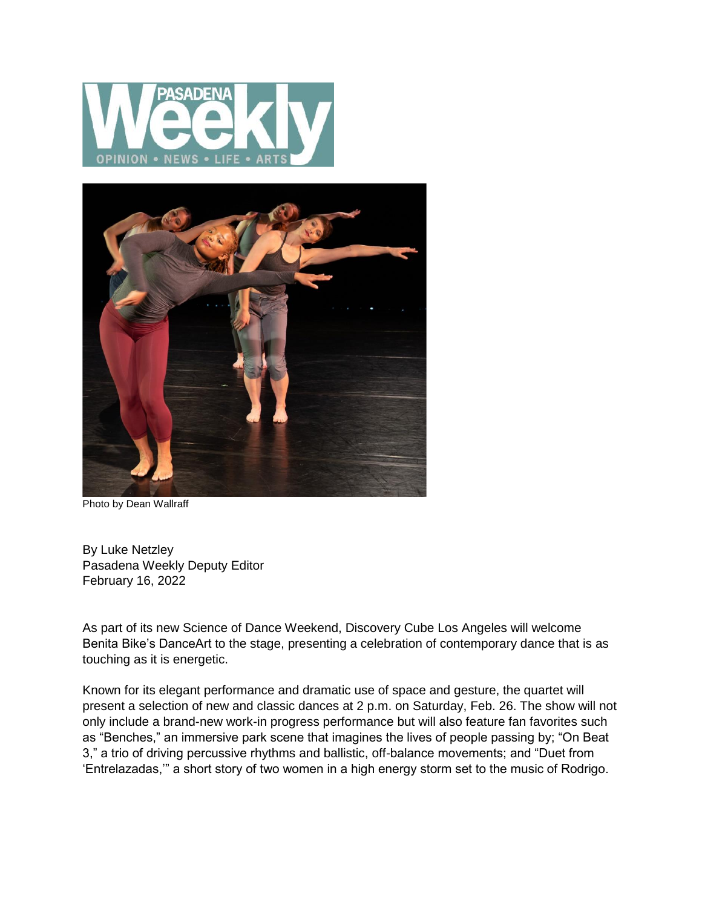Photo by Dean Wallraff

By Luke Netzley
Pasadena Weekly Deputy Editor
February 16, 2022

As part of its new Science of Dance Weekend, Discovery Cube Los Angeles will welcome Benita Bike's DanceArt to the stage, presenting a celebration of contemporary dance that is as touching as it is energetic.

Known for its elegant performance and dramatic use of space and gesture, the quartet will present a selection of new and classic dances at 2 p.m. on Saturday, Feb. 26. The show will not only include a brand-new work-in progress performance but will also feature fan favorites such as "Benches," an immersive park scene that imagines the lives of people passing by; "On Beat 3," a trio of driving percussive rhythms and ballistic, off-balance movements; and "Duet from 'Entrelazadas,'" a short story of two women in a high energy storm set to the music of Rodrigo.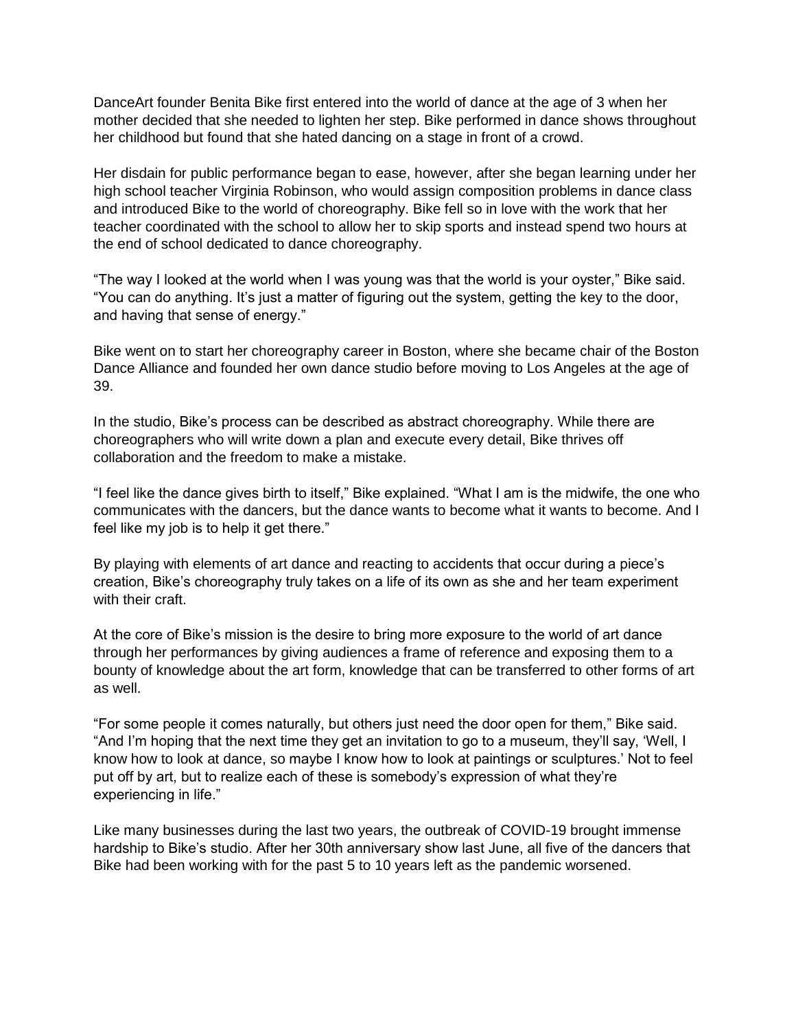DanceArt founder Benita Bike first entered into the world of dance at the age of 3 when her mother decided that she needed to lighten her step. Bike performed in dance shows throughout her childhood but found that she hated dancing on a stage in front of a crowd.

Her disdain for public performance began to ease, however, after she began learning under her high school teacher Virginia Robinson, who would assign composition problems in dance class and introduced Bike to the world of choreography. Bike fell so in love with the work that her teacher coordinated with the school to allow her to skip sports and instead spend two hours at the end of school dedicated to dance choreography.

"The way I looked at the world when I was young was that the world is your oyster," Bike said. "You can do anything. It's just a matter of figuring out the system, getting the key to the door, and having that sense of energy."

Bike went on to start her choreography career in Boston, where she became chair of the Boston Dance Alliance and founded her own dance studio before moving to Los Angeles at the age of 39.

In the studio, Bike's process can be described as abstract choreography. While there are choreographers who will write down a plan and execute every detail, Bike thrives off collaboration and the freedom to make a mistake.

"I feel like the dance gives birth to itself," Bike explained. "What I am is the midwife, the one who communicates with the dancers, but the dance wants to become what it wants to become. And I feel like my job is to help it get there."

By playing with elements of art dance and reacting to accidents that occur during a piece's creation, Bike's choreography truly takes on a life of its own as she and her team experiment with their craft.

At the core of Bike's mission is the desire to bring more exposure to the world of art dance through her performances by giving audiences a frame of reference and exposing them to a bounty of knowledge about the art form, knowledge that can be transferred to other forms of art as well.

"For some people it comes naturally, but others just need the door open for them," Bike said. "And I'm hoping that the next time they get an invitation to go to a museum, they'll say, 'Well, I know how to look at dance, so maybe I know how to look at paintings or sculptures.' Not to feel put off by art, but to realize each of these is somebody's expression of what they're experiencing in life."

Like many businesses during the last two years, the outbreak of COVID-19 brought immense hardship to Bike's studio. After her 30th anniversary show last June, all five of the dancers that Bike had been working with for the past 5 to 10 years left as the pandemic worsened.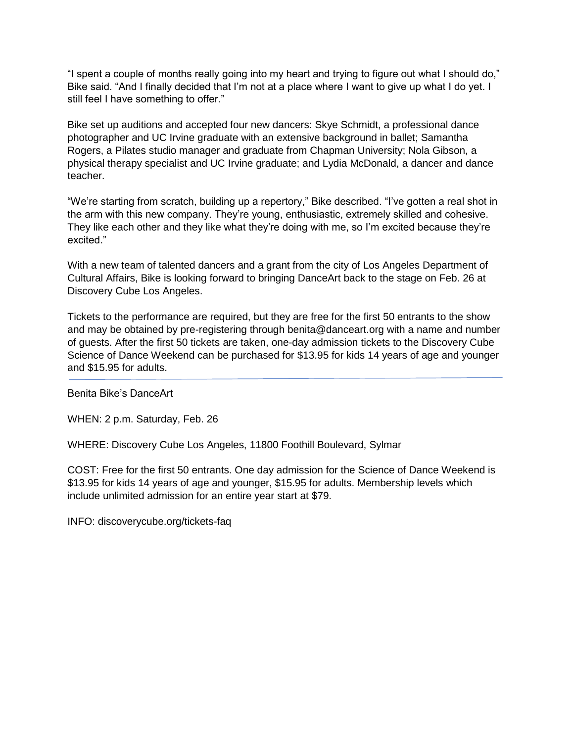"I spent a couple of months really going into my heart and trying to figure out what I should do," Bike said. "And I finally decided that I'm not at a place where I want to give up what I do yet. I still feel I have something to offer."

Bike set up auditions and accepted four new dancers: Skye Schmidt, a professional dance photographer and UC Irvine graduate with an extensive background in ballet; Samantha Rogers, a Pilates studio manager and graduate from Chapman University; Nola Gibson, a physical therapy specialist and UC Irvine graduate; and Lydia McDonald, a dancer and dance teacher.

"We're starting from scratch, building up a repertory," Bike described. "I've gotten a real shot in the arm with this new company. They're young, enthusiastic, extremely skilled and cohesive. They like each other and they like what they're doing with me, so I'm excited because they're excited."

With a new team of talented dancers and a grant from the city of Los Angeles Department of Cultural Affairs, Bike is looking forward to bringing DanceArt back to the stage on Feb. 26 at Discovery Cube Los Angeles.

Tickets to the performance are required, but they are free for the first 50 entrants to the show and may be obtained by pre-registering through benita@danceart.org with a name and number of guests. After the first 50 tickets are taken, one-day admission tickets to the Discovery Cube Science of Dance Weekend can be purchased for $13.95 for kids 14 years of age and younger and $15.95 for adults.

---

Benita Bike's DanceArt

WHEN: 2 p.m. Saturday, Feb. 26

WHERE: Discovery Cube Los Angeles, 11800 Foothill Boulevard, Sylmar

COST: Free for the first 50 entrants. One day admission for the Science of Dance Weekend is $13.95 for kids 14 years of age and younger, $15.95 for adults. Membership levels which include unlimited admission for an entire year start at $79.

INFO: discoverycube.org/tickets-faq